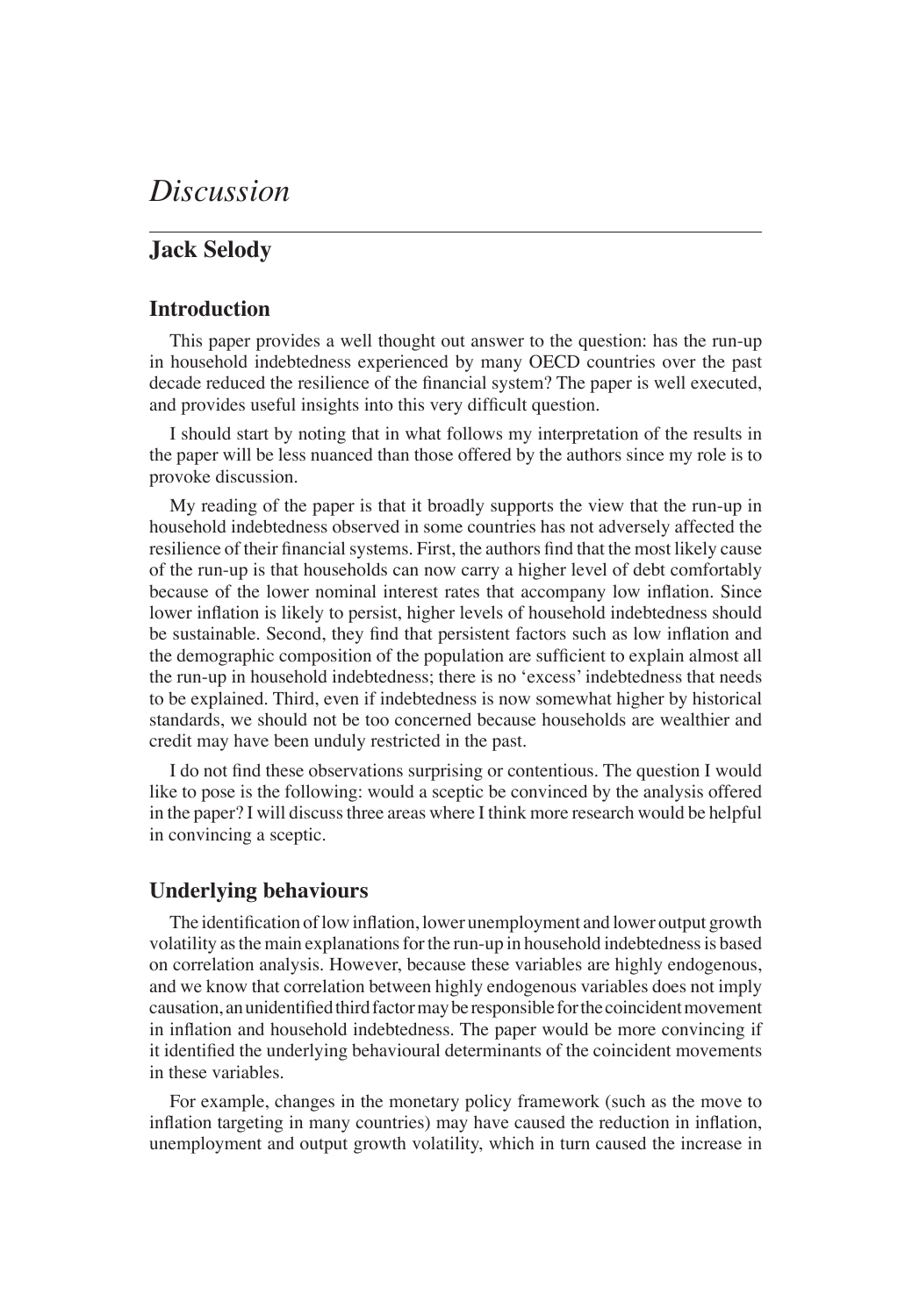# *Discussion*

## Jack Selody

### Introduction

This paper provides a well thought out answer to the question: has the run-up in household indebtedness experienced by many OECD countries over the past decade reduced the resilience of the financial system? The paper is well executed, and provides useful insights into this very difficult question.

I should start by noting that in what follows my interpretation of the results in the paper will be less nuanced than those offered by the authors since my role is to provoke discussion.

My reading of the paper is that it broadly supports the view that the run-up in household indebtedness observed in some countries has not adversely affected the resilience of their financial systems. First, the authors find that the most likely cause of the run-up is that households can now carry a higher level of debt comfortably because of the lower nominal interest rates that accompany low inflation. Since lower inflation is likely to persist, higher levels of household indebtedness should be sustainable. Second, they find that persistent factors such as low inflation and the demographic composition of the population are sufficient to explain almost all the run-up in household indebtedness; there is no 'excess' indebtedness that needs to be explained. Third, even if indebtedness is now somewhat higher by historical standards, we should not be too concerned because households are wealthier and credit may have been unduly restricted in the past.

I do not find these observations surprising or contentious. The question I would like to pose is the following: would a sceptic be convinced by the analysis offered in the paper? I will discuss three areas where I think more research would be helpful in convincing a sceptic.

### Underlying behaviours

The identification of low inflation, lower unemployment and lower output growth volatility as the main explanations for the run-up in household indebtedness is based on correlation analysis. However, because these variables are highly endogenous, and we know that correlation between highly endogenous variables does not imply causation, an unidentified third factor may be responsible for the coincident movement in inflation and household indebtedness. The paper would be more convincing if it identified the underlying behavioural determinants of the coincident movements in these variables.

For example, changes in the monetary policy framework (such as the move to inflation targeting in many countries) may have caused the reduction in inflation, unemployment and output growth volatility, which in turn caused the increase in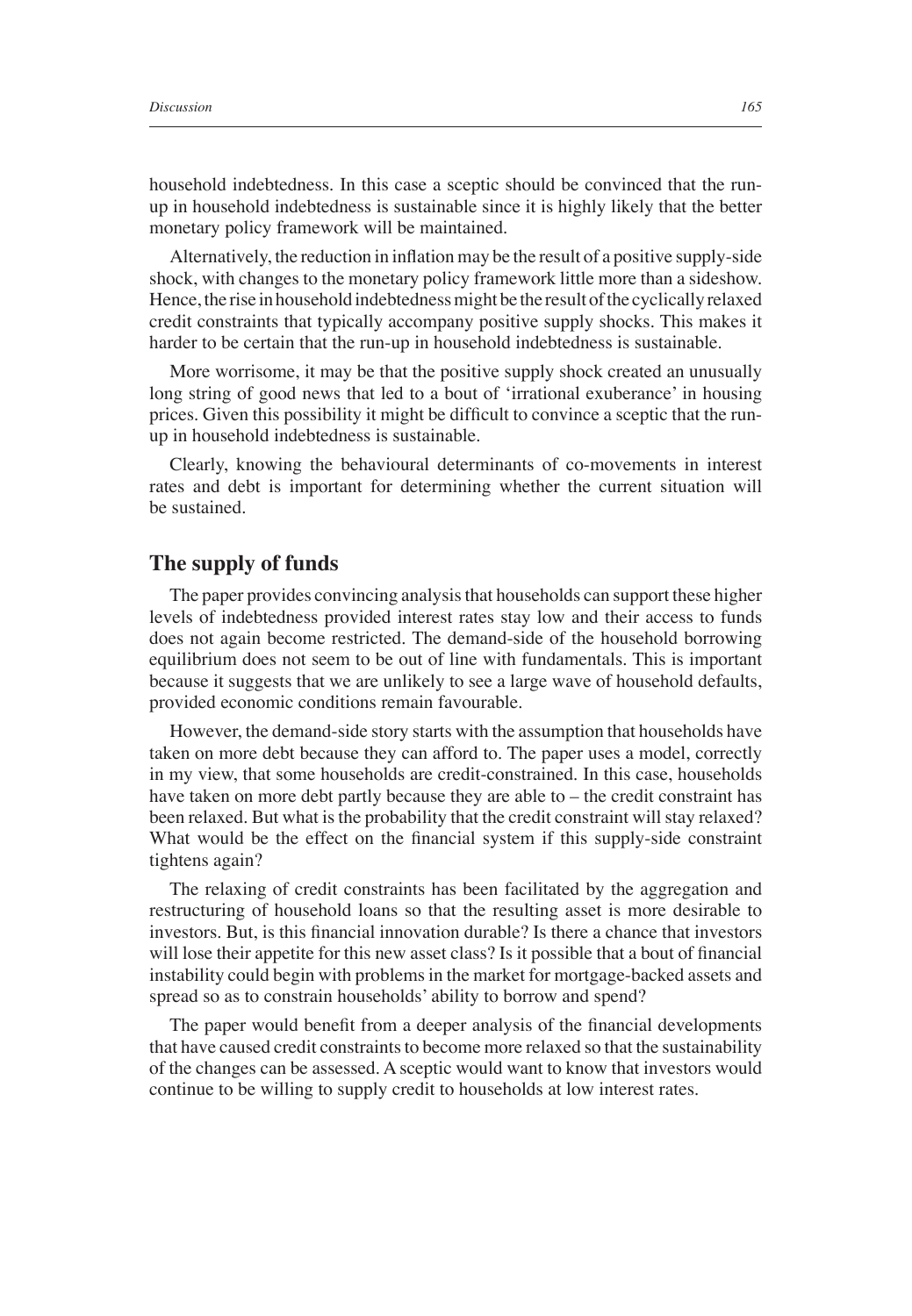household indebtedness. In this case a sceptic should be convinced that the run-up in household indebtedness is sustainable since it is highly likely that the better monetary policy framework will be maintained.

Alternatively, the reduction in inflation may be the result of a positive supply-side shock, with changes to the monetary policy framework little more than a sideshow. Hence, the rise in household indebtedness might be the result of the cyclically relaxed credit constraints that typically accompany positive supply shocks. This makes it harder to be certain that the run-up in household indebtedness is sustainable.

More worrisome, it may be that the positive supply shock created an unusually long string of good news that led to a bout of 'irrational exuberance' in housing prices. Given this possibility it might be difficult to convince a sceptic that the run-up in household indebtedness is sustainable.

Clearly, knowing the behavioural determinants of co-movements in interest rates and debt is important for determining whether the current situation will be sustained.

## The supply of funds

The paper provides convincing analysis that households can support these higher levels of indebtedness provided interest rates stay low and their access to funds does not again become restricted. The demand-side of the household borrowing equilibrium does not seem to be out of line with fundamentals. This is important because it suggests that we are unlikely to see a large wave of household defaults, provided economic conditions remain favourable.

However, the demand-side story starts with the assumption that households have taken on more debt because they can afford to. The paper uses a model, correctly in my view, that some households are credit-constrained. In this case, households have taken on more debt partly because they are able to – the credit constraint has been relaxed. But what is the probability that the credit constraint will stay relaxed? What would be the effect on the financial system if this supply-side constraint tightens again?

The relaxing of credit constraints has been facilitated by the aggregation and restructuring of household loans so that the resulting asset is more desirable to investors. But, is this financial innovation durable? Is there a chance that investors will lose their appetite for this new asset class? Is it possible that a bout of financial instability could begin with problems in the market for mortgage-backed assets and spread so as to constrain households' ability to borrow and spend?

The paper would benefit from a deeper analysis of the financial developments that have caused credit constraints to become more relaxed so that the sustainability of the changes can be assessed. A sceptic would want to know that investors would continue to be willing to supply credit to households at low interest rates.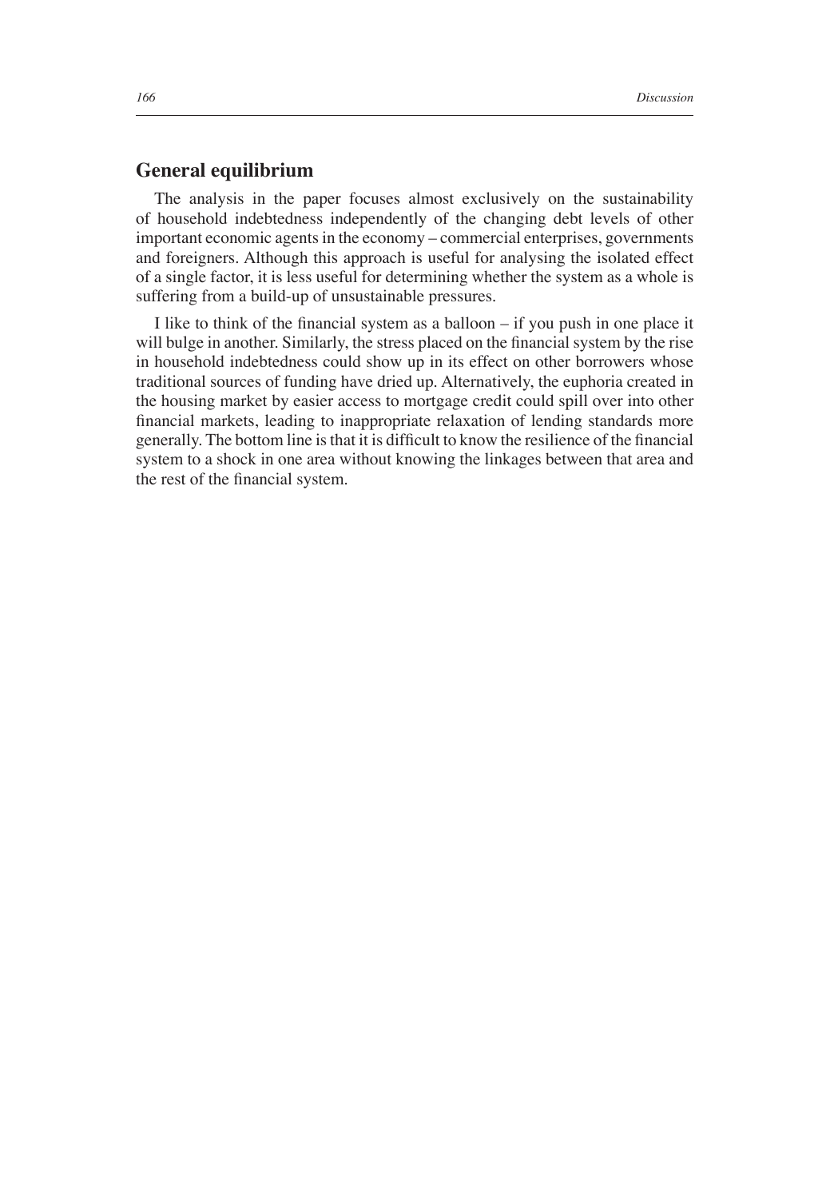## General equilibrium

The analysis in the paper focuses almost exclusively on the sustainability of household indebtedness independently of the changing debt levels of other important economic agents in the economy – commercial enterprises, governments and foreigners. Although this approach is useful for analysing the isolated effect of a single factor, it is less useful for determining whether the system as a whole is suffering from a build-up of unsustainable pressures.

I like to think of the financial system as a balloon – if you push in one place it will bulge in another. Similarly, the stress placed on the financial system by the rise in household indebtedness could show up in its effect on other borrowers whose traditional sources of funding have dried up. Alternatively, the euphoria created in the housing market by easier access to mortgage credit could spill over into other financial markets, leading to inappropriate relaxation of lending standards more generally. The bottom line is that it is difficult to know the resilience of the financial system to a shock in one area without knowing the linkages between that area and the rest of the financial system.